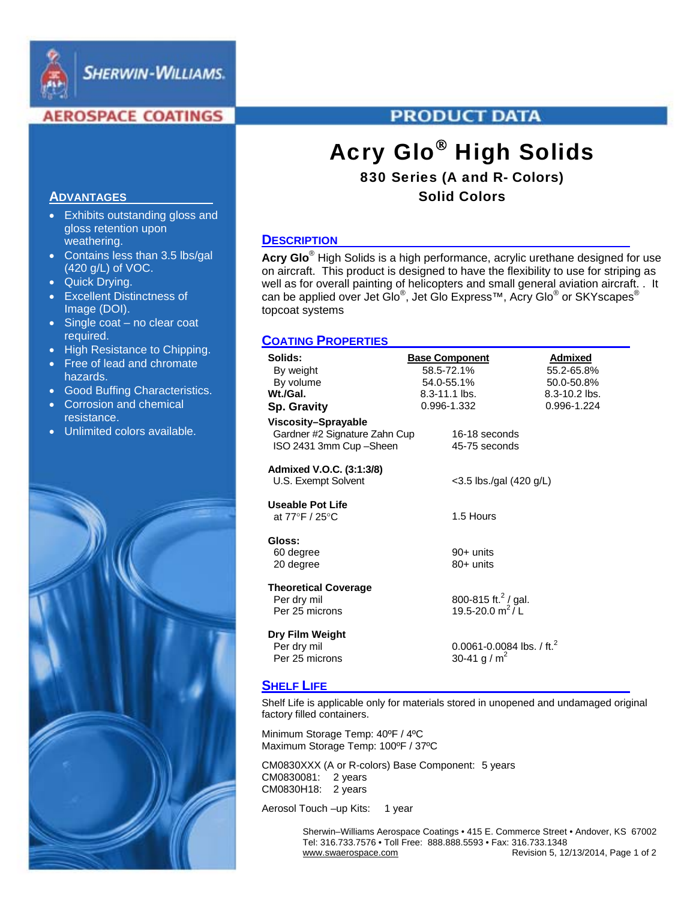SHERWIN-WILLIAMS.

AEROSPACE COATINGS

PRODUCT DATA

# Acry Glo® High Solids

### 830 Series (A and R- Colors)

### Solid Colors

## ADVANTAGES

- Exhibits outstanding gloss and gloss retention upon weathering.
- Contains less than 3.5 lbs/gal (420 g/L) of VOC.
- Quick Drying.
- Excellent Distinctness of Image (DOI).
- Single coat – no clear coat required.
- High Resistance to Chipping.
- Free of lead and chromate hazards.
- Good Buffing Characteristics.
- Corrosion and chemical resistance.
- Unlimited colors available.

## DESCRIPTION

**Acry Glo®** High Solids is a high performance, acrylic urethane designed for use on aircraft. This product is designed to have the flexibility to use for striping as well as for overall painting of helicopters and small general aviation aircraft. . It can be applied over Jet Glo®, Jet Glo Express™, Acry Glo® or SKYscapes® topcoat systems

## COATING PROPERTIES

| **Solids:** | **Base Component** | **Admixed** |
|---|---|---|
| By weight | 58.5-72.1% | 55.2-65.8% |
| By volume | 54.0-55.1% | 50.0-50.8% |
| **Wt./Gal.** | 8.3-11.1 lbs. | 8.3-10.2 lbs. |
| **Sp. Gravity** | 0.996-1.332 | 0.996-1.224 |

**Viscosity–Sprayable**

| | |
|---|---|
| Gardner #2 Signature Zahn Cup | 16-18 seconds |
| ISO 2431 3mm Cup –Sheen | 45-75 seconds |

**Admixed V.O.C. (3:1:3/8)**

| | |
|---|---|
| U.S. Exempt Solvent | <3.5 lbs./gal (420 g/L) |

**Useable Pot Life**

| | |
|---|---|
| at 77°F / 25°C | 1.5 Hours |

**Gloss:**

| | |
|---|---|
| 60 degree | 90+ units |
| 20 degree | 80+ units |

**Theoretical Coverage**

| | |
|---|---|
| Per dry mil | 800-815 ft.$^2$ / gal. |
| Per 25 microns | 19.5-20.0 m$^2$ / L |

**Dry Film Weight**

| | |
|---|---|
| Per dry mil | 0.0061-0.0084 lbs. / ft.$^2$ |
| Per 25 microns | 30-41 g / m$^2$ |

## SHELF LIFE

Shelf Life is applicable only for materials stored in unopened and undamaged original factory filled containers.

Minimum Storage Temp: 40ºF / 4ºC
Maximum Storage Temp: 100ºF / 37ºC

CM0830XXX (A or R-colors) Base Component: 5 years
CM0830081: 2 years
CM0830H18: 2 years

Aerosol Touch –up Kits: 1 year

Sherwin–Williams Aerospace Coatings • 415 E. Commerce Street • Andover, KS 67002
Tel: 316.733.7576 • Toll Free: 888.888.5593 • Fax: 316.733.1348
www.swaerospace.com Revision 5, 12/13/2014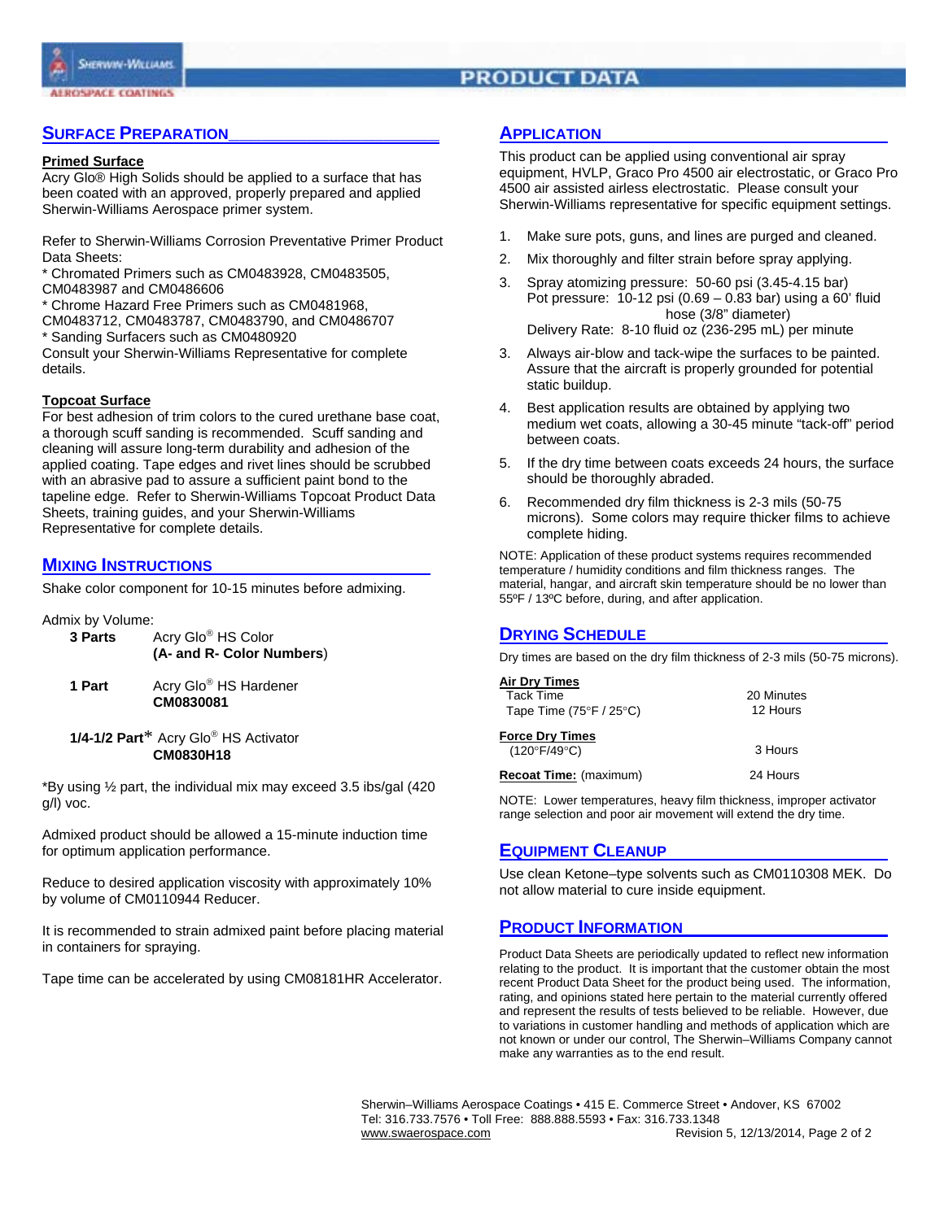## Surface Preparation

**Primed Surface**
Acry Glo® High Solids should be applied to a surface that has been coated with an approved, properly prepared and applied Sherwin-Williams Aerospace primer system.

Refer to Sherwin-Williams Corrosion Preventative Primer Product Data Sheets:
* Chromated Primers such as CM0483928, CM0483505, CM0483987 and CM0486606
* Chrome Hazard Free Primers such as CM0481968, CM0483712, CM0483787, CM0483790, and CM0486707
* Sanding Surfacers such as CM0480920
Consult your Sherwin-Williams Representative for complete details.

**Topcoat Surface**
For best adhesion of trim colors to the cured urethane base coat, a thorough scuff sanding is recommended. Scuff sanding and cleaning will assure long-term durability and adhesion of the applied coating. Tape edges and rivet lines should be scrubbed with an abrasive pad to assure a sufficient paint bond to the tapeline edge. Refer to Sherwin-Williams Topcoat Product Data Sheets, training guides, and your Sherwin-Williams Representative for complete details.

## Mixing Instructions

Shake color component for 10-15 minutes before admixing.

Admix by Volume:

**3 Parts** Acry Glo® HS Color
**(A- and R- Color Numbers)**

**1 Part** Acry Glo® HS Hardener
**CM0830081**

**1/4-1/2 Part*** Acry Glo® HS Activator
**CM0830H18**

*By using ½ part, the individual mix may exceed 3.5 ibs/gal (420 g/l) voc.

Admixed product should be allowed a 15-minute induction time for optimum application performance.

Reduce to desired application viscosity with approximately 10% by volume of CM0110944 Reducer.

It is recommended to strain admixed paint before placing material in containers for spraying.

Tape time can be accelerated by using CM08181HR Accelerator.

## Application

This product can be applied using conventional air spray equipment, HVLP, Graco Pro 4500 air electrostatic, or Graco Pro 4500 air assisted airless electrostatic. Please consult your Sherwin-Williams representative for specific equipment settings.

1. Make sure pots, guns, and lines are purged and cleaned.
2. Mix thoroughly and filter strain before spray applying.
3. Spray atomizing pressure: 50-60 psi (3.45-4.15 bar)
   Pot pressure: 10-12 psi (0.69 – 0.83 bar) using a 60' fluid hose (3/8" diameter)
   Delivery Rate: 8-10 fluid oz (236-295 mL) per minute
3. Always air-blow and tack-wipe the surfaces to be painted. Assure that the aircraft is properly grounded for potential static buildup.
4. Best application results are obtained by applying two medium wet coats, allowing a 30-45 minute "tack-off" period between coats.
5. If the dry time between coats exceeds 24 hours, the surface should be thoroughly abraded.
6. Recommended dry film thickness is 2-3 mils (50-75 microns). Some colors may require thicker films to achieve complete hiding.

NOTE: Application of these product systems requires recommended temperature / humidity conditions and film thickness ranges. The material, hangar, and aircraft skin temperature should be no lower than 55ºF / 13ºC before, during, and after application.

## Drying Schedule

Dry times are based on the dry film thickness of 2-3 mils (50-75 microns).

| | |
|---|---|
| **Air Dry Times** | |
| Tack Time | 20 Minutes |
| Tape Time (75°F / 25°C) | 12 Hours |
| **Force Dry Times** | |
| (120°F/49°C) | 3 Hours |
| **Recoat Time:** (maximum) | 24 Hours |

NOTE: Lower temperatures, heavy film thickness, improper activator range selection and poor air movement will extend the dry time.

## Equipment Cleanup

Use clean Ketone–type solvents such as CM0110308 MEK. Do not allow material to cure inside equipment.

## Product Information

Product Data Sheets are periodically updated to reflect new information relating to the product. It is important that the customer obtain the most recent Product Data Sheet for the product being used. The information, rating, and opinions stated here pertain to the material currently offered and represent the results of tests believed to be reliable. However, due to variations in customer handling and methods of application which are not known or under our control, The Sherwin–Williams Company cannot make any warranties as to the end result.

Sherwin–Williams Aerospace Coatings • 415 E. Commerce Street • Andover, KS 67002
Tel: 316.733.7576 • Toll Free: 888.888.5593 • Fax: 316.733.1348
www.swaerospace.com Revision 5, 12/13/2014